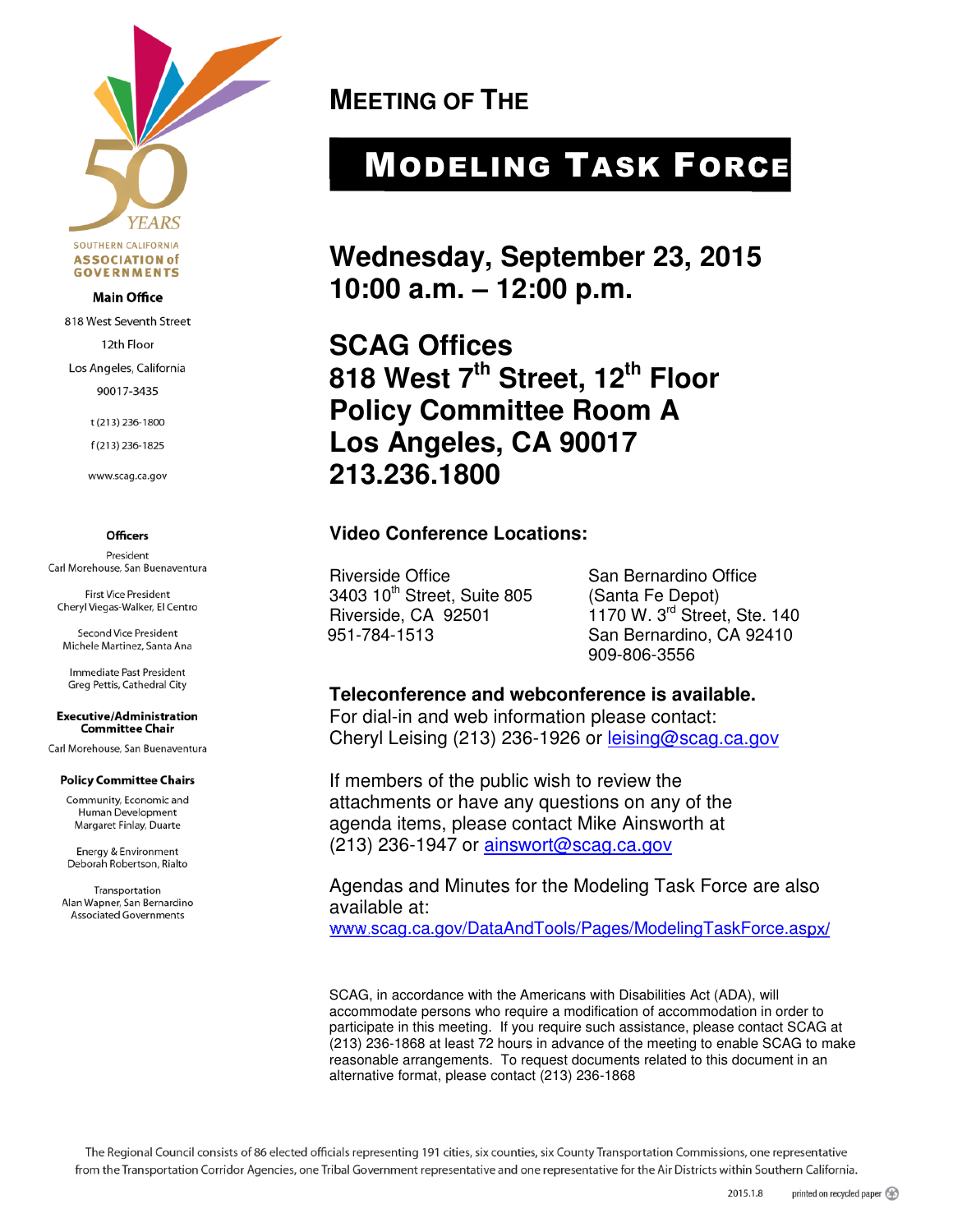SOUTHERN CALIFORNIA ASSOCIATION of GOVERNMENTS

**Main Office**

818 West Seventh Street
12th Floor
Los Angeles, California
90017-3435

t (213) 236-1800
f (213) 236-1825

www.scag.ca.gov

**Officers**

President
Carl Morehouse, San Buenaventura

First Vice President
Cheryl Viegas-Walker, El Centro

Second Vice President
Michele Martinez, Santa Ana

Immediate Past President
Greg Pettis, Cathedral City

**Executive/Administration Committee Chair**

Carl Morehouse, San Buenaventura

**Policy Committee Chairs**

Community, Economic and Human Development
Margaret Finlay, Duarte

Energy & Environment
Deborah Robertson, Rialto

Transportation
Alan Wapner, San Bernardino Associated Governments

## MEETING OF THE

# MODELING TASK FORCE

## Wednesday, September 23, 2015
## 10:00 a.m. – 12:00 p.m.

## SCAG Offices
## 818 West 7th Street, 12th Floor
## Policy Committee Room A
## Los Angeles, CA 90017
## 213.236.1800

**Video Conference Locations:**

Riverside Office
3403 10th Street, Suite 805
Riverside, CA 92501
951-784-1513

San Bernardino Office
(Santa Fe Depot)
1170 W. 3rd Street, Ste. 140
San Bernardino, CA 92410
909-806-3556

**Teleconference and webconference is available.**
For dial-in and web information please contact:
Cheryl Leising (213) 236-1926 or leising@scag.ca.gov

If members of the public wish to review the attachments or have any questions on any of the agenda items, please contact Mike Ainsworth at (213) 236-1947 or ainswort@scag.ca.gov

Agendas and Minutes for the Modeling Task Force are also available at:
www.scag.ca.gov/DataAndTools/Pages/ModelingTaskForce.aspx/

SCAG, in accordance with the Americans with Disabilities Act (ADA), will accommodate persons who require a modification of accommodation in order to participate in this meeting. If you require such assistance, please contact SCAG at (213) 236-1868 at least 72 hours in advance of the meeting to enable SCAG to make reasonable arrangements. To request documents related to this document in an alternative format, please contact (213) 236-1868

The Regional Council consists of 86 elected officials representing 191 cities, six counties, six County Transportation Commissions, one representative from the Transportation Corridor Agencies, one Tribal Government representative and one representative for the Air Districts within Southern California.

2015.1.8 printed on recycled paper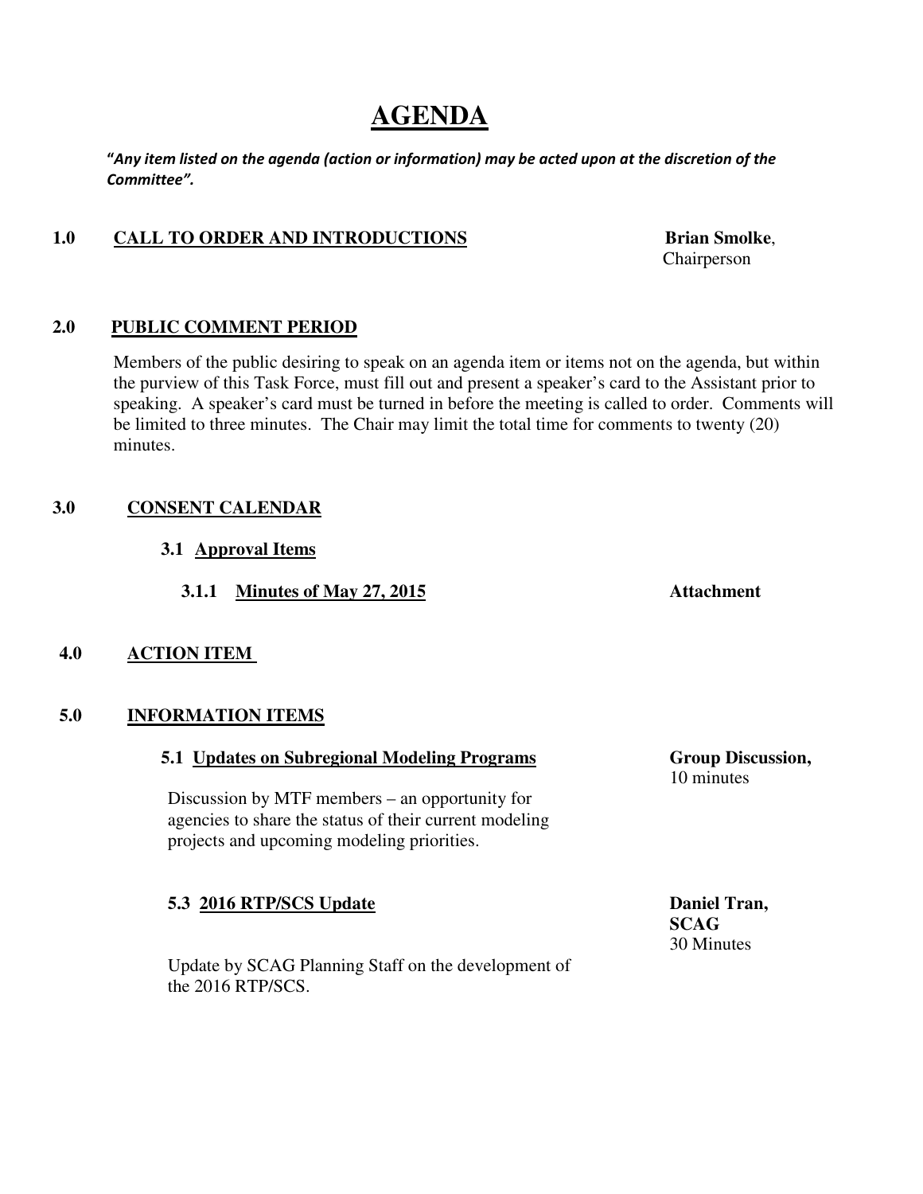# AGENDA

***"Any item listed on the agenda (action or information) may be acted upon at the discretion of the Committee".***

## 1.0 CALL TO ORDER AND INTRODUCTIONS

**Brian Smolke**, Chairperson

## 2.0 PUBLIC COMMENT PERIOD

Members of the public desiring to speak on an agenda item or items not on the agenda, but within the purview of this Task Force, must fill out and present a speaker's card to the Assistant prior to speaking. A speaker's card must be turned in before the meeting is called to order. Comments will be limited to three minutes. The Chair may limit the total time for comments to twenty (20) minutes.

## 3.0 CONSENT CALENDAR

### 3.1 Approval Items

#### 3.1.1 Minutes of May 27, 2015

**Attachment**

## 4.0 ACTION ITEM

## 5.0 INFORMATION ITEMS

### 5.1 Updates on Subregional Modeling Programs

**Group Discussion,**
10 minutes

Discussion by MTF members – an opportunity for agencies to share the status of their current modeling projects and upcoming modeling priorities.

### 5.3 2016 RTP/SCS Update

**Daniel Tran,**
**SCAG**
30 Minutes

Update by SCAG Planning Staff on the development of the 2016 RTP/SCS.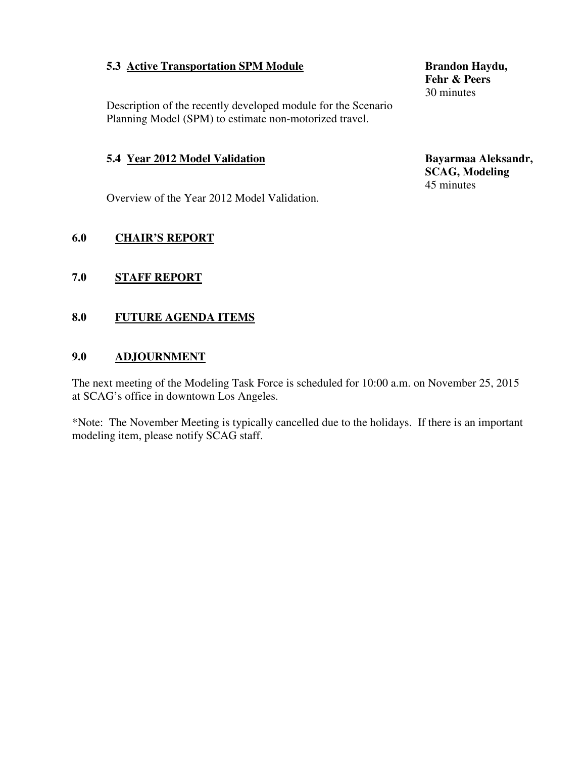**5.3 Active Transportation SPM Module**

**Brandon Haydu, Fehr & Peers**
30 minutes

Description of the recently developed module for the Scenario Planning Model (SPM) to estimate non-motorized travel.

**5.4 Year 2012 Model Validation**

**Bayarmaa Aleksandr, SCAG, Modeling**
45 minutes

Overview of the Year 2012 Model Validation.

## 6.0 CHAIR'S REPORT

## 7.0 STAFF REPORT

## 8.0 FUTURE AGENDA ITEMS

## 9.0 ADJOURNMENT

The next meeting of the Modeling Task Force is scheduled for 10:00 a.m. on November 25, 2015 at SCAG's office in downtown Los Angeles.

*Note: The November Meeting is typically cancelled due to the holidays. If there is an important modeling item, please notify SCAG staff.